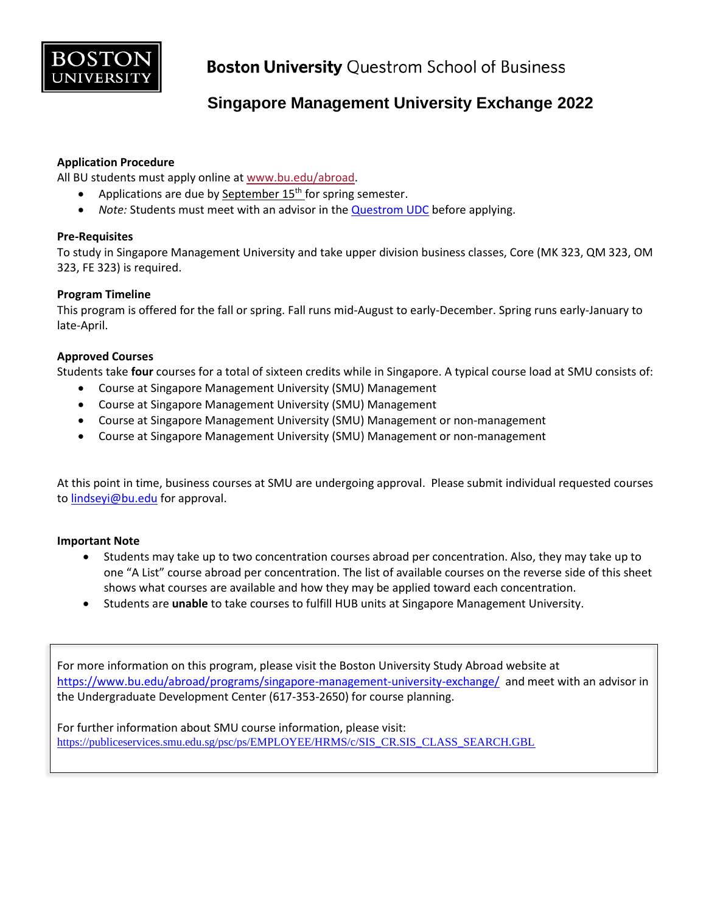BOSTON UNIVERSITY

**Boston University** Questrom School of Business

# Singapore Management University Exchange 2022

**Application Procedure**

All BU students must apply online at www.bu.edu/abroad.

- Applications are due by September 15th for spring semester.
- *Note:* Students must meet with an advisor in the Questrom UDC before applying.

**Pre-Requisites**

To study in Singapore Management University and take upper division business classes, Core (MK 323, QM 323, OM 323, FE 323) is required.

**Program Timeline**

This program is offered for the fall or spring. Fall runs mid-August to early-December. Spring runs early-January to late-April.

**Approved Courses**

Students take **four** courses for a total of sixteen credits while in Singapore. A typical course load at SMU consists of:

- Course at Singapore Management University (SMU) Management
- Course at Singapore Management University (SMU) Management
- Course at Singapore Management University (SMU) Management or non-management
- Course at Singapore Management University (SMU) Management or non-management

At this point in time, business courses at SMU are undergoing approval. Please submit individual requested courses to lindseyi@bu.edu for approval.

**Important Note**

- Students may take up to two concentration courses abroad per concentration. Also, they may take up to one "A List" course abroad per concentration. The list of available courses on the reverse side of this sheet shows what courses are available and how they may be applied toward each concentration.
- Students are **unable** to take courses to fulfill HUB units at Singapore Management University.

For more information on this program, please visit the Boston University Study Abroad website at https://www.bu.edu/abroad/programs/singapore-management-university-exchange/ and meet with an advisor in the Undergraduate Development Center (617-353-2650) for course planning.

For further information about SMU course information, please visit: https://publiceservices.smu.edu.sg/psc/ps/EMPLOYEE/HRMS/c/SIS_CR.SIS_CLASS_SEARCH.GBL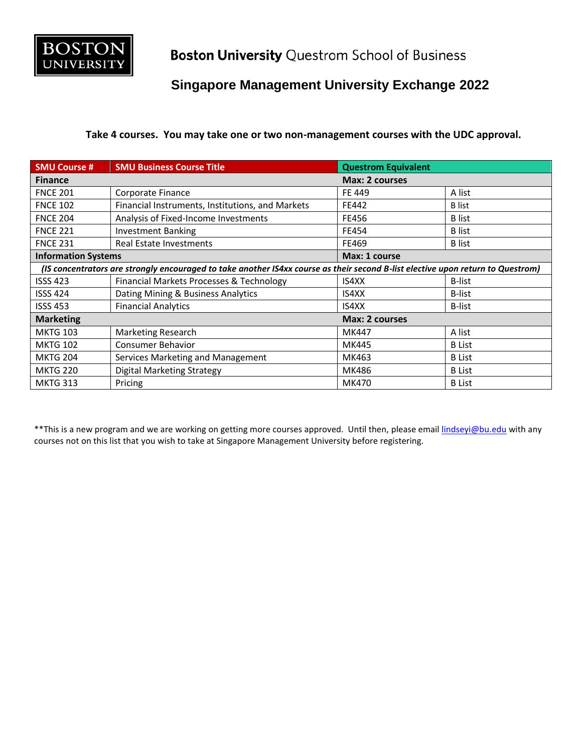BOSTON UNIVERSITY

**Boston University** Questrom School of Business

## Singapore Management University Exchange 2022

**Take 4 courses. You may take one or two non-management courses with the UDC approval.**

| SMU Course # | SMU Business Course Title | Questrom Equivalent | |
|---|---|---|---|
| **Finance** | | **Max: 2 courses** | |
| FNCE 201 | Corporate Finance | FE 449 | A list |
| FNCE 102 | Financial Instruments, Institutions, and Markets | FE442 | B list |
| FNCE 204 | Analysis of Fixed-Income Investments | FE456 | B list |
| FNCE 221 | Investment Banking | FE454 | B list |
| FNCE 231 | Real Estate Investments | FE469 | B list |
| **Information Systems** | | **Max: 1 course** | |
| ***(IS concentrators are strongly encouraged to take another IS4xx course as their second B-list elective upon return to Questrom)*** | | | |
| ISSS 423 | Financial Markets Processes & Technology | IS4XX | B-list |
| ISSS 424 | Dating Mining & Business Analytics | IS4XX | B-list |
| ISSS 453 | Financial Analytics | IS4XX | B-list |
| **Marketing** | | **Max: 2 courses** | |
| MKTG 103 | Marketing Research | MK447 | A list |
| MKTG 102 | Consumer Behavior | MK445 | B List |
| MKTG 204 | Services Marketing and Management | MK463 | B List |
| MKTG 220 | Digital Marketing Strategy | MK486 | B List |
| MKTG 313 | Pricing | MK470 | B List |

**This is a new program and we are working on getting more courses approved. Until then, please email lindseyi@bu.edu with any courses not on this list that you wish to take at Singapore Management University before registering.